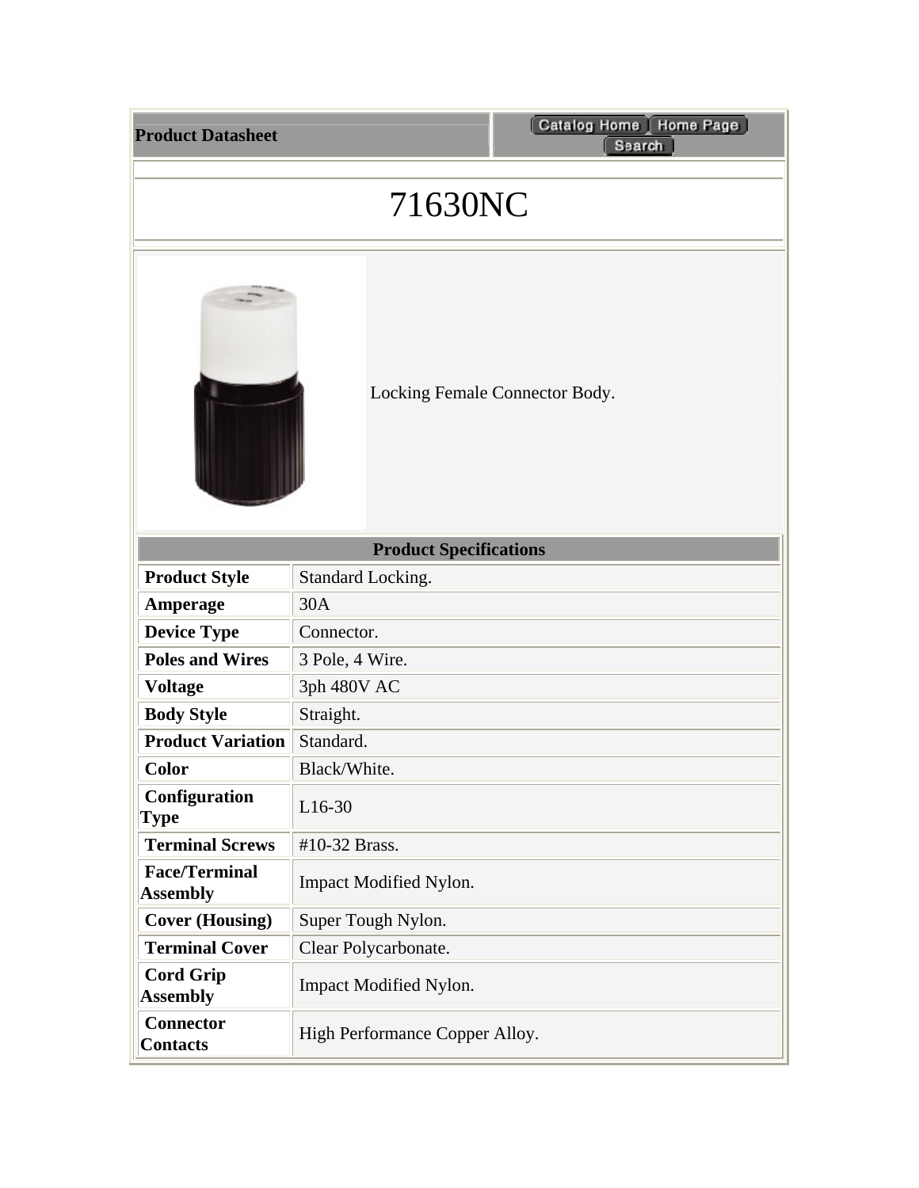**Product Datasheet**

# 71630NC

Locking Female Connector Body.

| Product Specifications | |
|---|---|
| **Product Style** | Standard Locking. |
| **Amperage** | 30A |
| **Device Type** | Connector. |
| **Poles and Wires** | 3 Pole, 4 Wire. |
| **Voltage** | 3ph 480V AC |
| **Body Style** | Straight. |
| **Product Variation** | Standard. |
| **Color** | Black/White. |
| **Configuration Type** | L16-30 |
| **Terminal Screws** | #10-32 Brass. |
| **Face/Terminal Assembly** | Impact Modified Nylon. |
| **Cover (Housing)** | Super Tough Nylon. |
| **Terminal Cover** | Clear Polycarbonate. |
| **Cord Grip Assembly** | Impact Modified Nylon. |
| **Connector Contacts** | High Performance Copper Alloy. |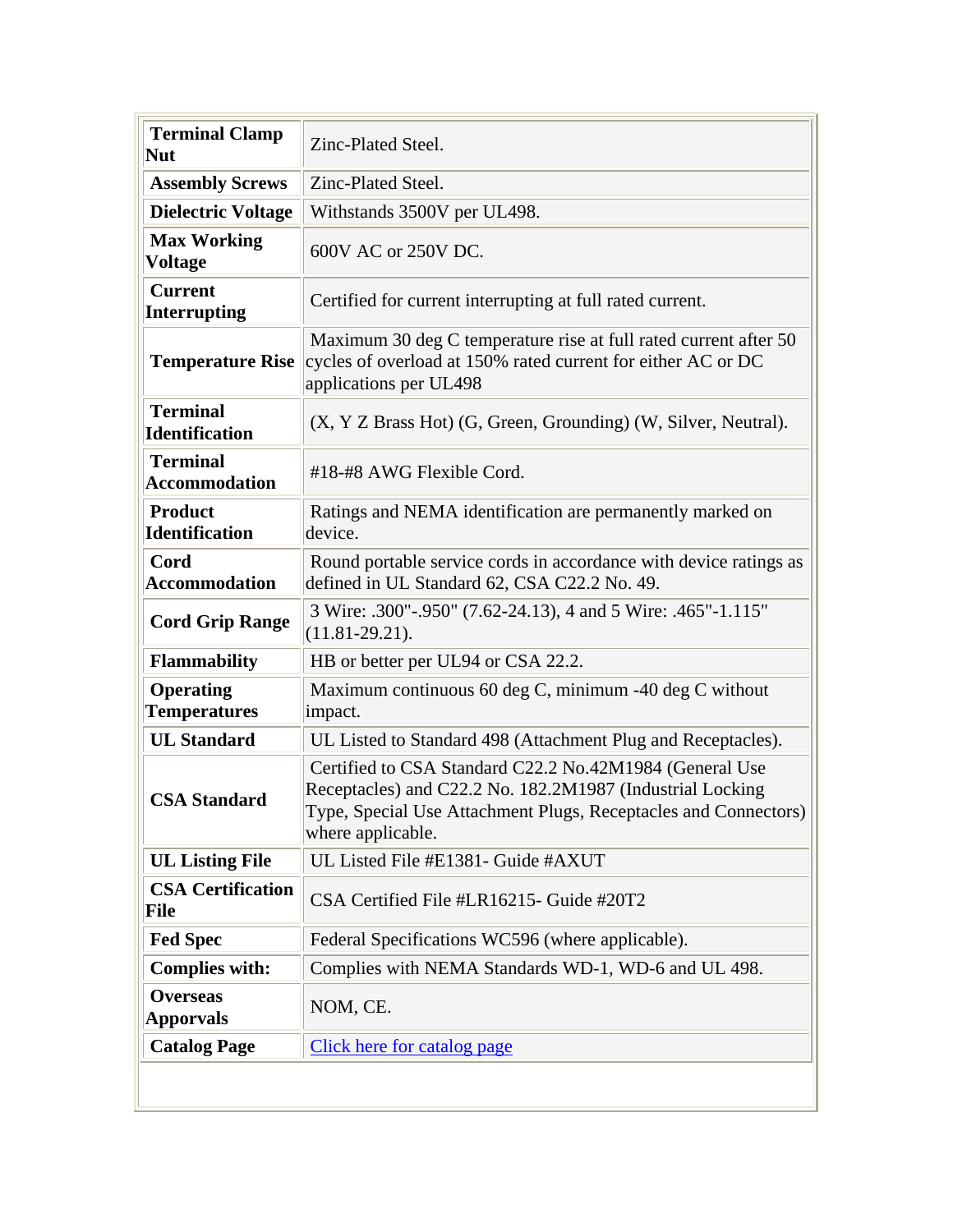| **Terminal Clamp Nut** | Zinc-Plated Steel. |
|---|---|
| **Assembly Screws** | Zinc-Plated Steel. |
| **Dielectric Voltage** | Withstands 3500V per UL498. |
| **Max Working Voltage** | 600V AC or 250V DC. |
| **Current Interrupting** | Certified for current interrupting at full rated current. |
| **Temperature Rise** | Maximum 30 deg C temperature rise at full rated current after 50 cycles of overload at 150% rated current for either AC or DC applications per UL498 |
| **Terminal Identification** | (X, Y Z Brass Hot) (G, Green, Grounding) (W, Silver, Neutral). |
| **Terminal Accommodation** | #18-#8 AWG Flexible Cord. |
| **Product Identification** | Ratings and NEMA identification are permanently marked on device. |
| **Cord Accommodation** | Round portable service cords in accordance with device ratings as defined in UL Standard 62, CSA C22.2 No. 49. |
| **Cord Grip Range** | 3 Wire: .300"-.950" (7.62-24.13), 4 and 5 Wire: .465"-1.115" (11.81-29.21). |
| **Flammability** | HB or better per UL94 or CSA 22.2. |
| **Operating Temperatures** | Maximum continuous 60 deg C, minimum -40 deg C without impact. |
| **UL Standard** | UL Listed to Standard 498 (Attachment Plug and Receptacles). |
| **CSA Standard** | Certified to CSA Standard C22.2 No.42M1984 (General Use Receptacles) and C22.2 No. 182.2M1987 (Industrial Locking Type, Special Use Attachment Plugs, Receptacles and Connectors) where applicable. |
| **UL Listing File** | UL Listed File #E1381- Guide #AXUT |
| **CSA Certification File** | CSA Certified File #LR16215- Guide #20T2 |
| **Fed Spec** | Federal Specifications WC596 (where applicable). |
| **Complies with:** | Complies with NEMA Standards WD-1, WD-6 and UL 498. |
| **Overseas Apporvals** | NOM, CE. |
| **Catalog Page** | Click here for catalog page |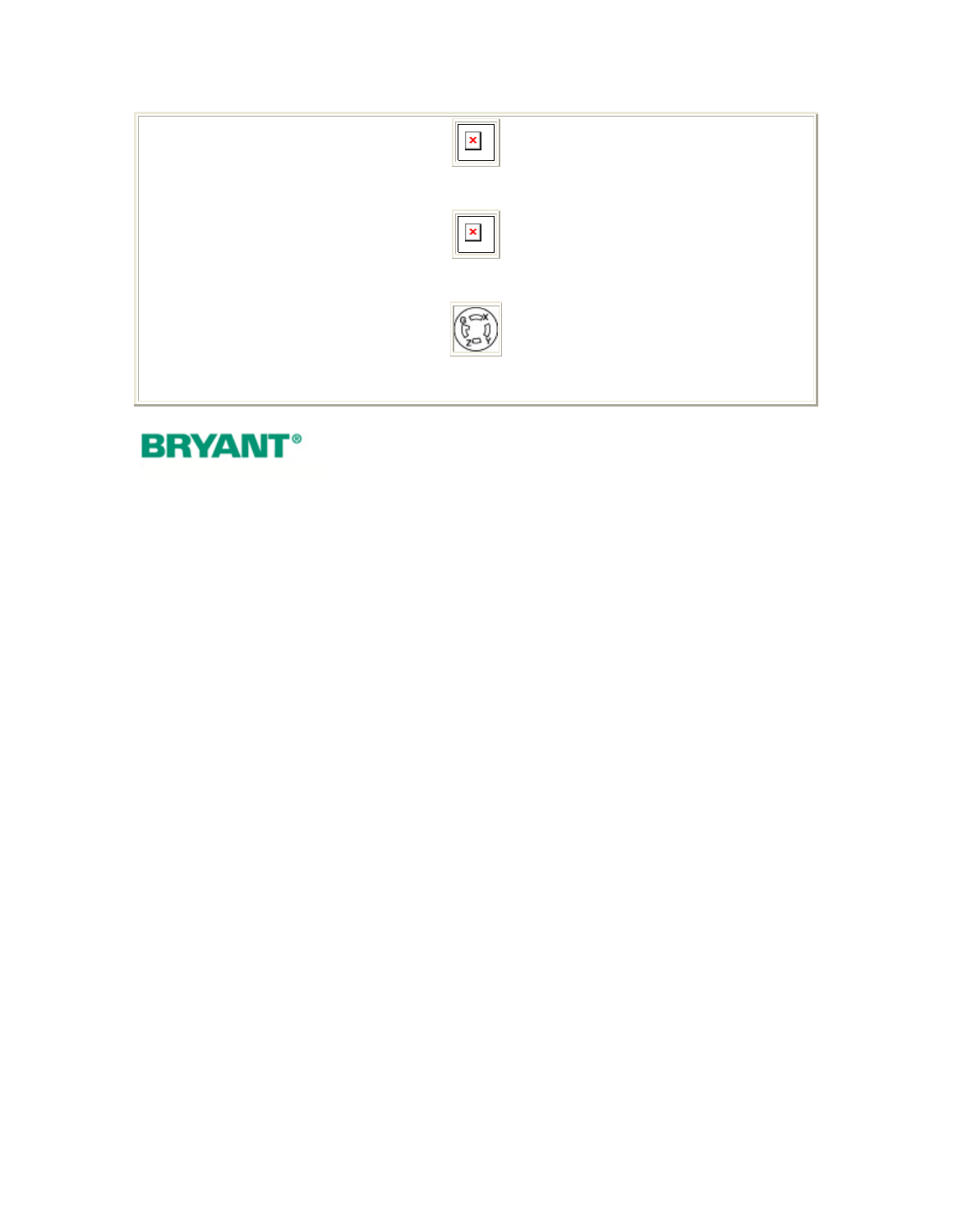BRYANT®